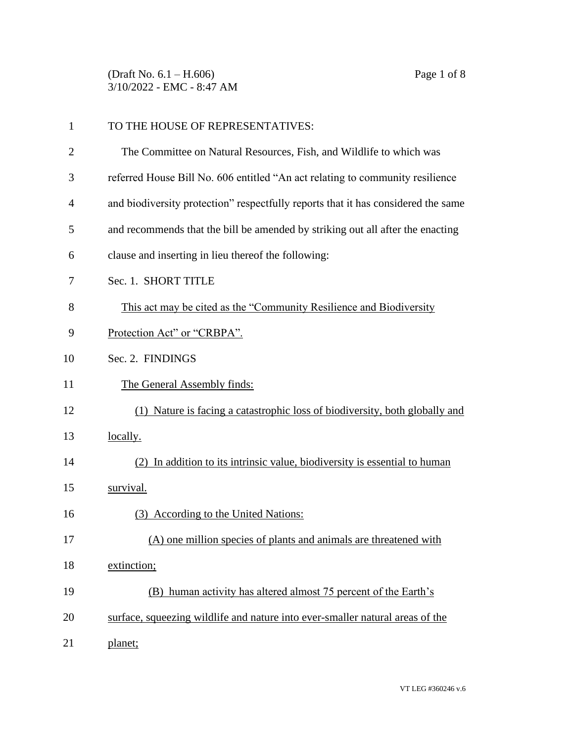TO THE HOUSE OF REPRESENTATIVES:

The Committee on Natural Resources, Fish, and Wildlife to which was referred House Bill No. 606 entitled "An act relating to community resilience and biodiversity protection" respectfully reports that it has considered the same and recommends that the bill be amended by striking out all after the enacting clause and inserting in lieu thereof the following:

Sec. 1. SHORT TITLE

This act may be cited as the "Community Resilience and Biodiversity Protection Act" or "CRBPA".

Sec. 2. FINDINGS

The General Assembly finds:

(1) Nature is facing a catastrophic loss of biodiversity, both globally and locally.

(2) In addition to its intrinsic value, biodiversity is essential to human survival.

(3) According to the United Nations:

(A) one million species of plants and animals are threatened with extinction;

(B) human activity has altered almost 75 percent of the Earth's surface, squeezing wildlife and nature into ever-smaller natural areas of the planet;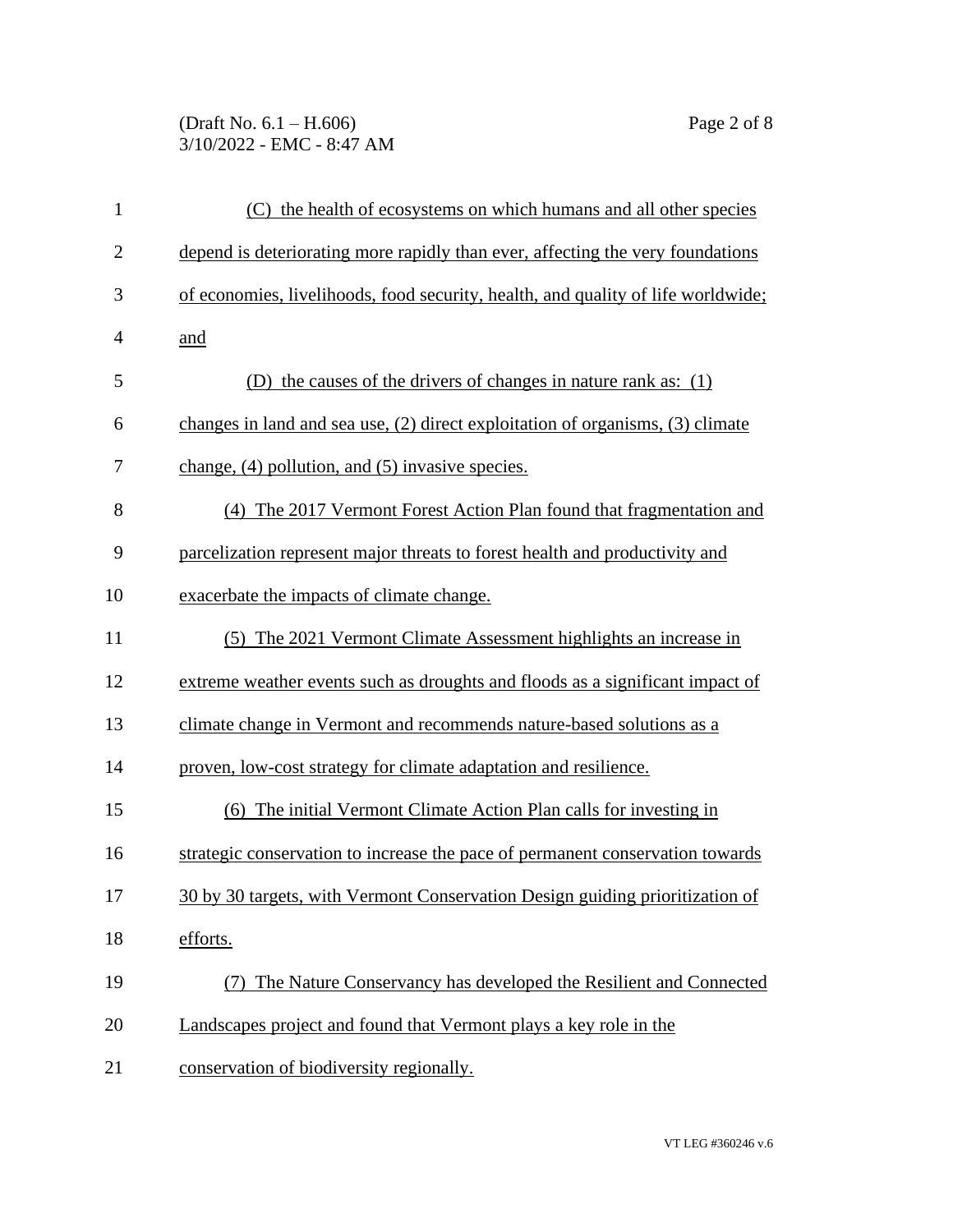(C) the health of ecosystems on which humans and all other species depend is deteriorating more rapidly than ever, affecting the very foundations of economies, livelihoods, food security, health, and quality of life worldwide; and

(D) the causes of the drivers of changes in nature rank as: (1) changes in land and sea use, (2) direct exploitation of organisms, (3) climate change, (4) pollution, and (5) invasive species.

(4) The 2017 Vermont Forest Action Plan found that fragmentation and parcelization represent major threats to forest health and productivity and exacerbate the impacts of climate change.

(5) The 2021 Vermont Climate Assessment highlights an increase in extreme weather events such as droughts and floods as a significant impact of climate change in Vermont and recommends nature-based solutions as a proven, low-cost strategy for climate adaptation and resilience.

(6) The initial Vermont Climate Action Plan calls for investing in strategic conservation to increase the pace of permanent conservation towards 30 by 30 targets, with Vermont Conservation Design guiding prioritization of efforts.

(7) The Nature Conservancy has developed the Resilient and Connected Landscapes project and found that Vermont plays a key role in the conservation of biodiversity regionally.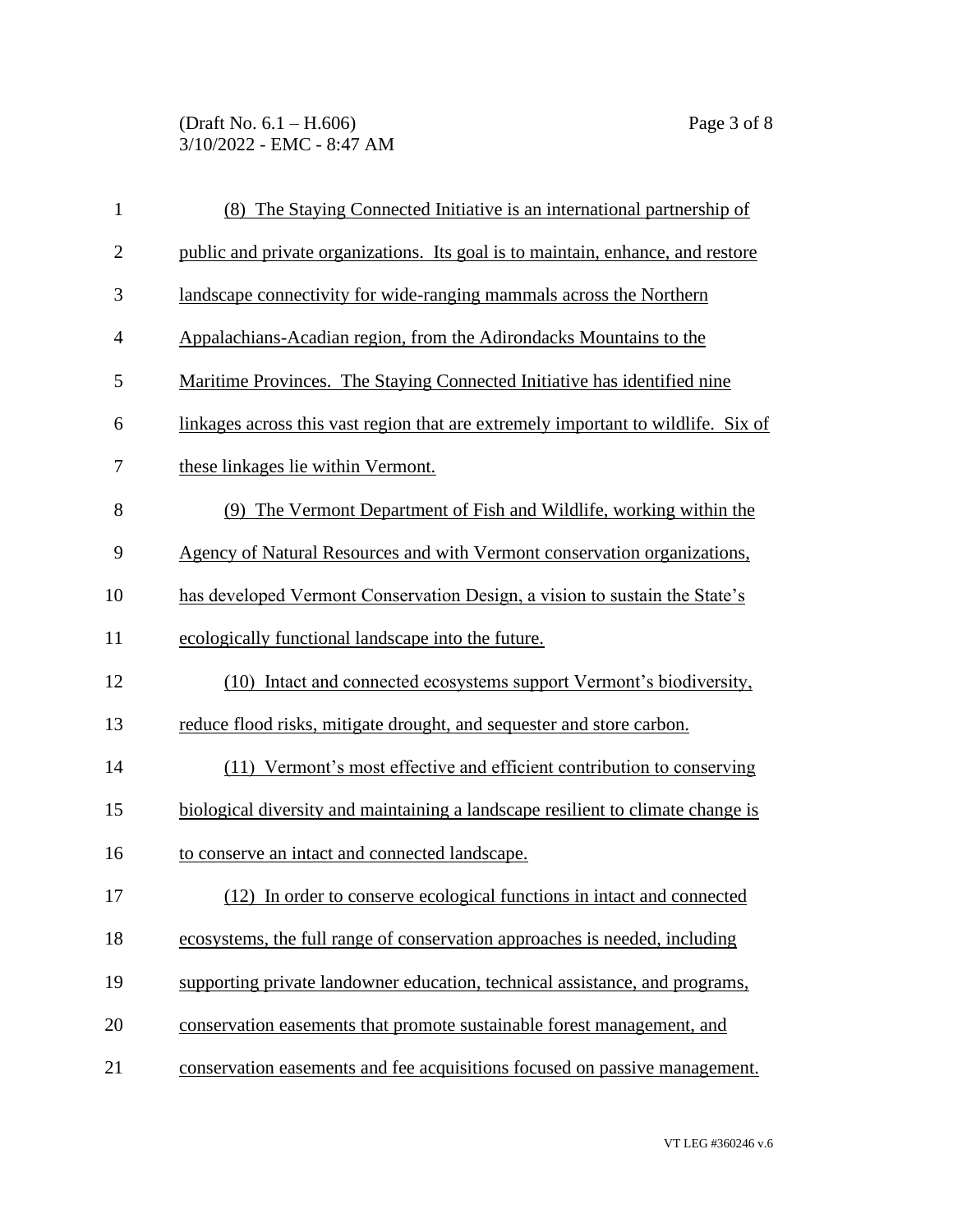(8) The Staying Connected Initiative is an international partnership of public and private organizations. Its goal is to maintain, enhance, and restore landscape connectivity for wide-ranging mammals across the Northern Appalachians-Acadian region, from the Adirondacks Mountains to the Maritime Provinces. The Staying Connected Initiative has identified nine linkages across this vast region that are extremely important to wildlife. Six of these linkages lie within Vermont.

(9) The Vermont Department of Fish and Wildlife, working within the Agency of Natural Resources and with Vermont conservation organizations, has developed Vermont Conservation Design, a vision to sustain the State's ecologically functional landscape into the future.

(10) Intact and connected ecosystems support Vermont's biodiversity, reduce flood risks, mitigate drought, and sequester and store carbon.

(11) Vermont's most effective and efficient contribution to conserving biological diversity and maintaining a landscape resilient to climate change is to conserve an intact and connected landscape.

(12) In order to conserve ecological functions in intact and connected ecosystems, the full range of conservation approaches is needed, including supporting private landowner education, technical assistance, and programs, conservation easements that promote sustainable forest management, and conservation easements and fee acquisitions focused on passive management.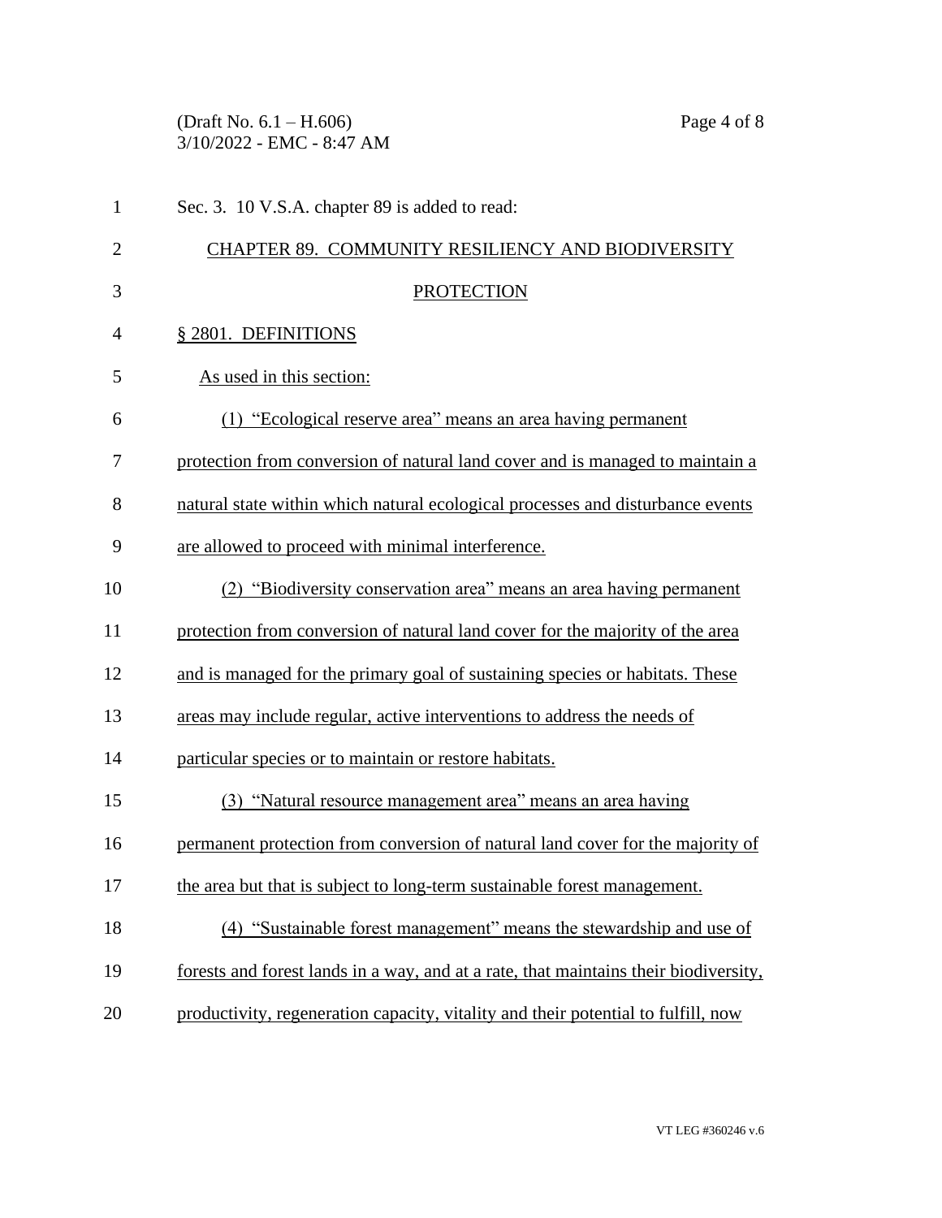Sec. 3. 10 V.S.A. chapter 89 is added to read:

## CHAPTER 89. COMMUNITY RESILIENCY AND BIODIVERSITY PROTECTION

### § 2801. DEFINITIONS

As used in this section:

(1) "Ecological reserve area" means an area having permanent protection from conversion of natural land cover and is managed to maintain a natural state within which natural ecological processes and disturbance events are allowed to proceed with minimal interference.

(2) "Biodiversity conservation area" means an area having permanent protection from conversion of natural land cover for the majority of the area and is managed for the primary goal of sustaining species or habitats. These areas may include regular, active interventions to address the needs of particular species or to maintain or restore habitats.

(3) "Natural resource management area" means an area having permanent protection from conversion of natural land cover for the majority of the area but that is subject to long-term sustainable forest management.

(4) "Sustainable forest management" means the stewardship and use of forests and forest lands in a way, and at a rate, that maintains their biodiversity, productivity, regeneration capacity, vitality and their potential to fulfill, now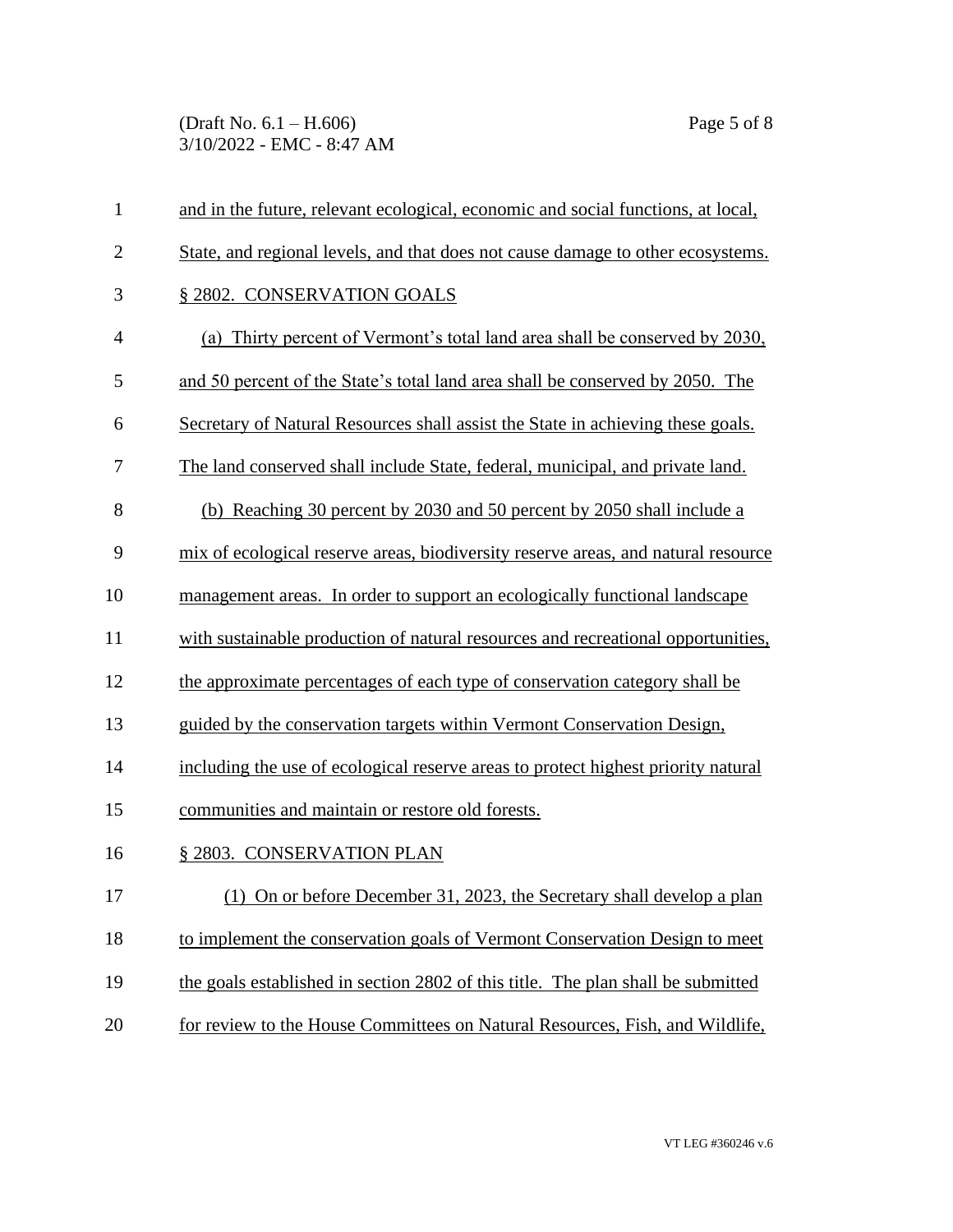and in the future, relevant ecological, economic and social functions, at local, State, and regional levels, and that does not cause damage to other ecosystems.

§ 2802. CONSERVATION GOALS

(a) Thirty percent of Vermont's total land area shall be conserved by 2030, and 50 percent of the State's total land area shall be conserved by 2050. The Secretary of Natural Resources shall assist the State in achieving these goals. The land conserved shall include State, federal, municipal, and private land.

(b) Reaching 30 percent by 2030 and 50 percent by 2050 shall include a mix of ecological reserve areas, biodiversity reserve areas, and natural resource management areas. In order to support an ecologically functional landscape with sustainable production of natural resources and recreational opportunities, the approximate percentages of each type of conservation category shall be guided by the conservation targets within Vermont Conservation Design, including the use of ecological reserve areas to protect highest priority natural communities and maintain or restore old forests.

§ 2803. CONSERVATION PLAN

(1) On or before December 31, 2023, the Secretary shall develop a plan to implement the conservation goals of Vermont Conservation Design to meet the goals established in section 2802 of this title. The plan shall be submitted for review to the House Committees on Natural Resources, Fish, and Wildlife,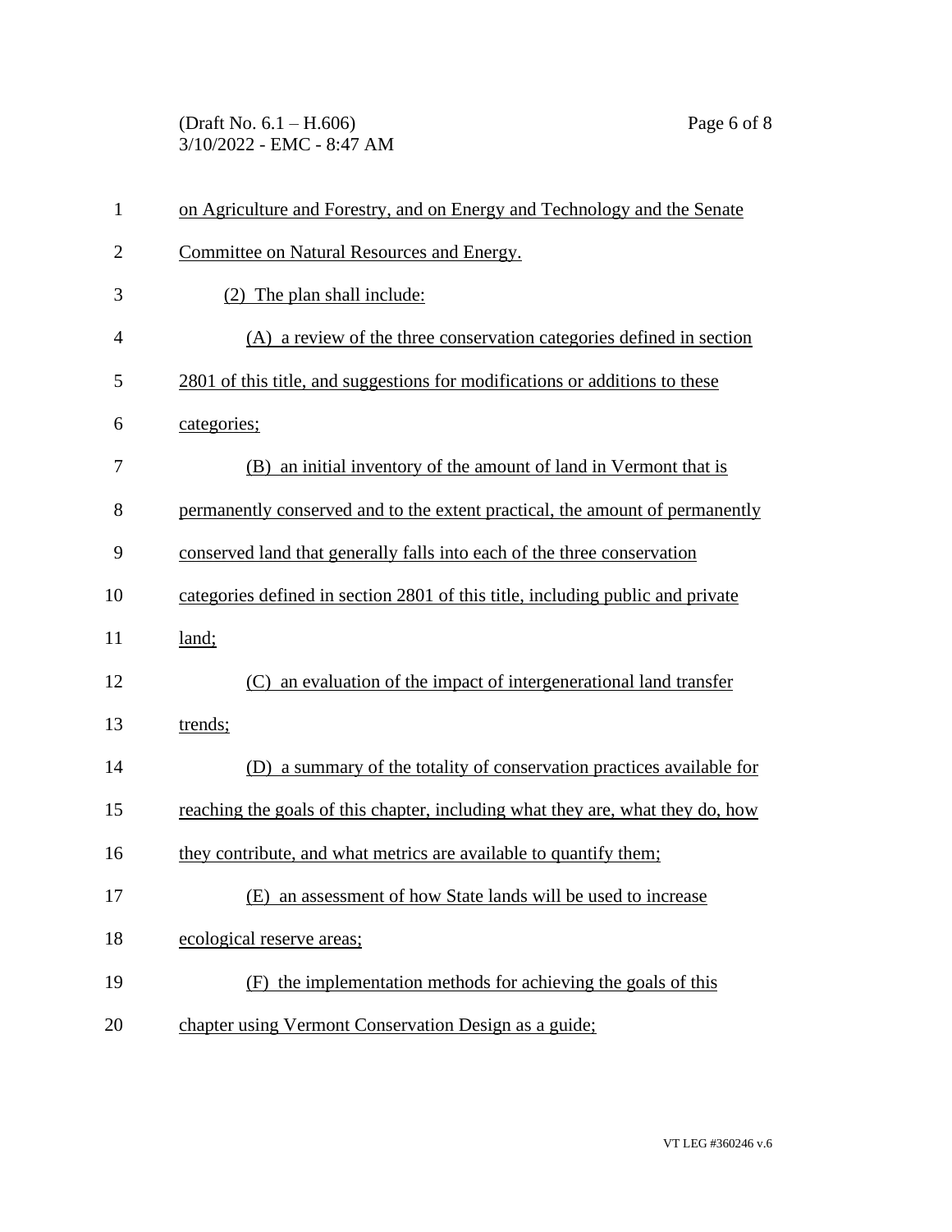on Agriculture and Forestry, and on Energy and Technology and the Senate Committee on Natural Resources and Energy.

(2) The plan shall include:

(A) a review of the three conservation categories defined in section 2801 of this title, and suggestions for modifications or additions to these categories;

(B) an initial inventory of the amount of land in Vermont that is permanently conserved and to the extent practical, the amount of permanently conserved land that generally falls into each of the three conservation categories defined in section 2801 of this title, including public and private land;

(C) an evaluation of the impact of intergenerational land transfer trends;

(D) a summary of the totality of conservation practices available for reaching the goals of this chapter, including what they are, what they do, how they contribute, and what metrics are available to quantify them;

(E) an assessment of how State lands will be used to increase ecological reserve areas;

(F) the implementation methods for achieving the goals of this chapter using Vermont Conservation Design as a guide;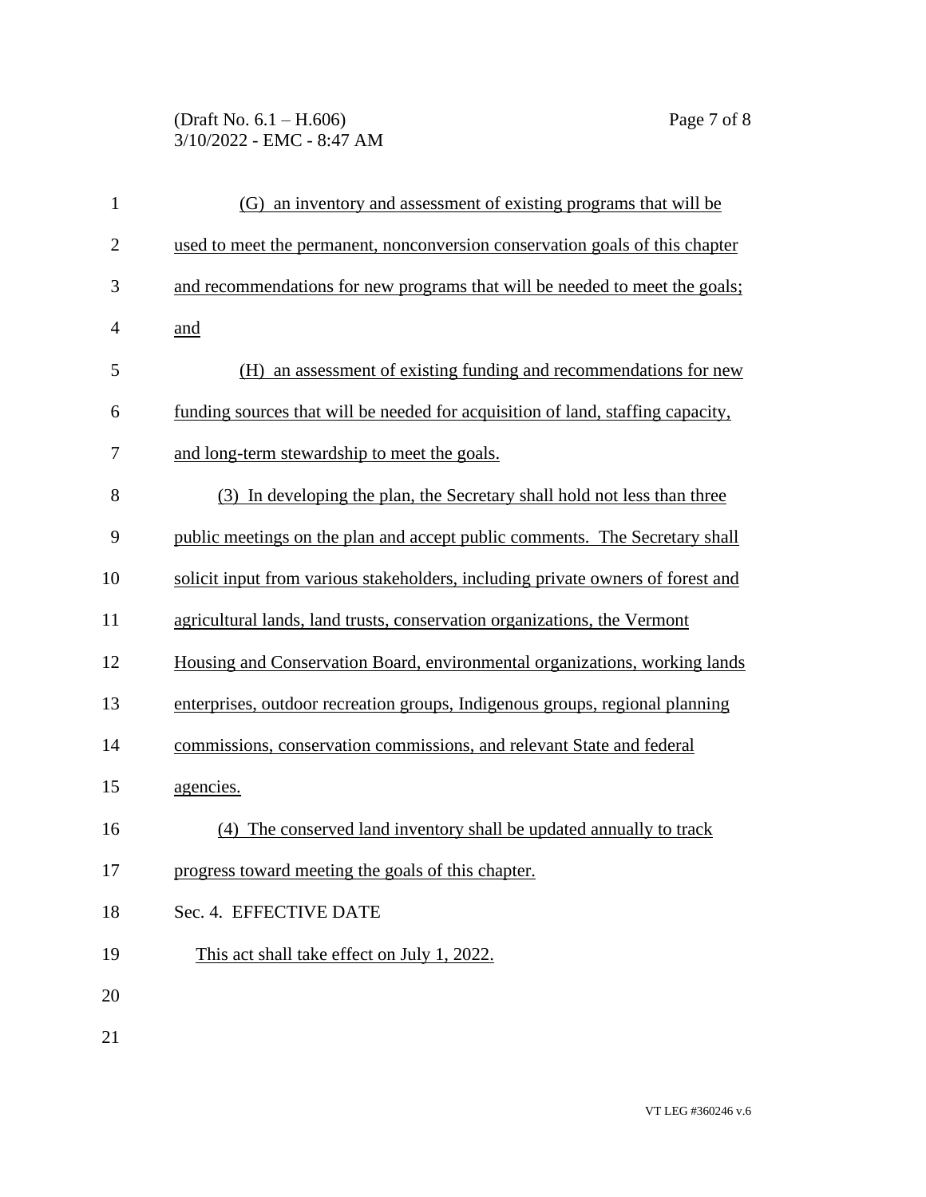(G) an inventory and assessment of existing programs that will be used to meet the permanent, nonconversion conservation goals of this chapter and recommendations for new programs that will be needed to meet the goals; and

(H) an assessment of existing funding and recommendations for new funding sources that will be needed for acquisition of land, staffing capacity, and long-term stewardship to meet the goals.

(3) In developing the plan, the Secretary shall hold not less than three public meetings on the plan and accept public comments. The Secretary shall solicit input from various stakeholders, including private owners of forest and agricultural lands, land trusts, conservation organizations, the Vermont Housing and Conservation Board, environmental organizations, working lands enterprises, outdoor recreation groups, Indigenous groups, regional planning commissions, conservation commissions, and relevant State and federal agencies.

(4) The conserved land inventory shall be updated annually to track progress toward meeting the goals of this chapter.

Sec. 4. EFFECTIVE DATE

This act shall take effect on July 1, 2022.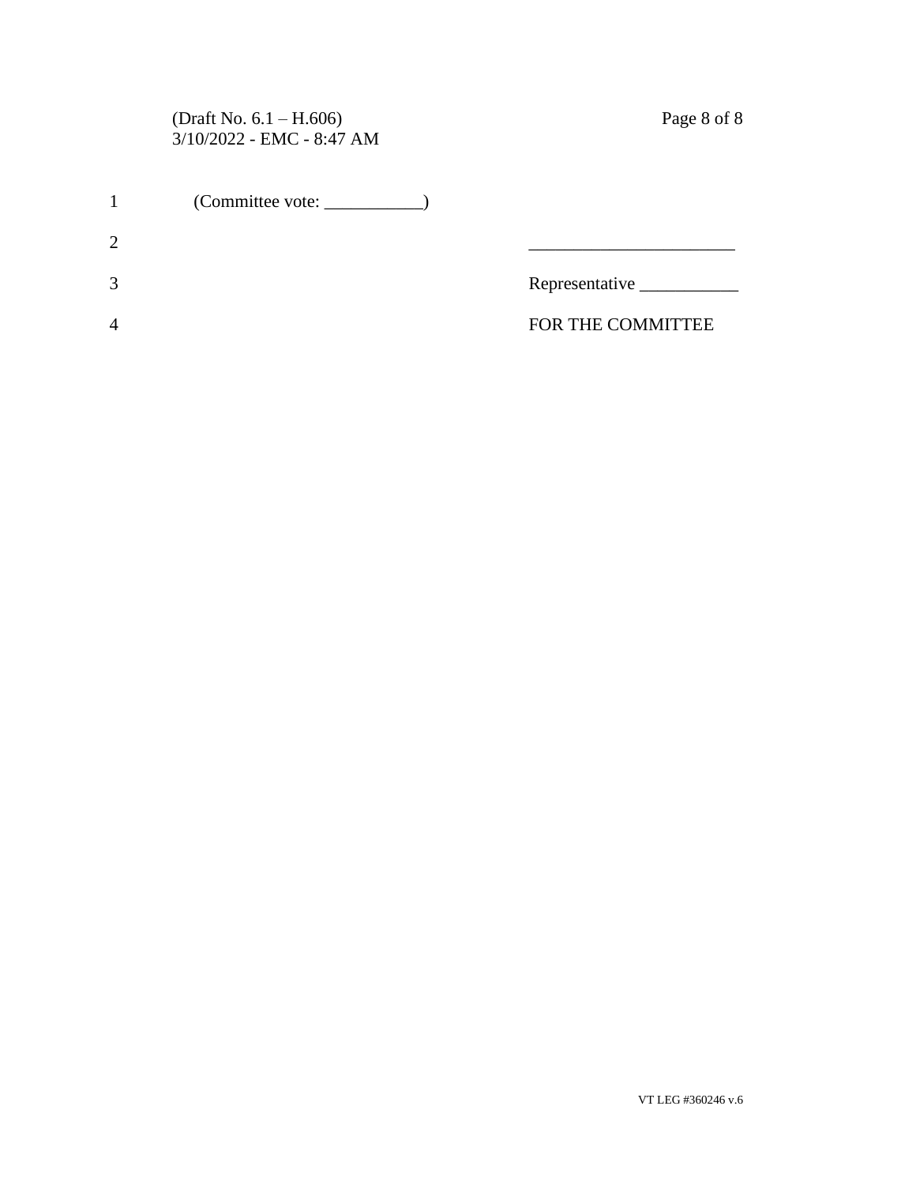(Committee vote: ___________)

_______________________

Representative ___________

FOR THE COMMITTEE